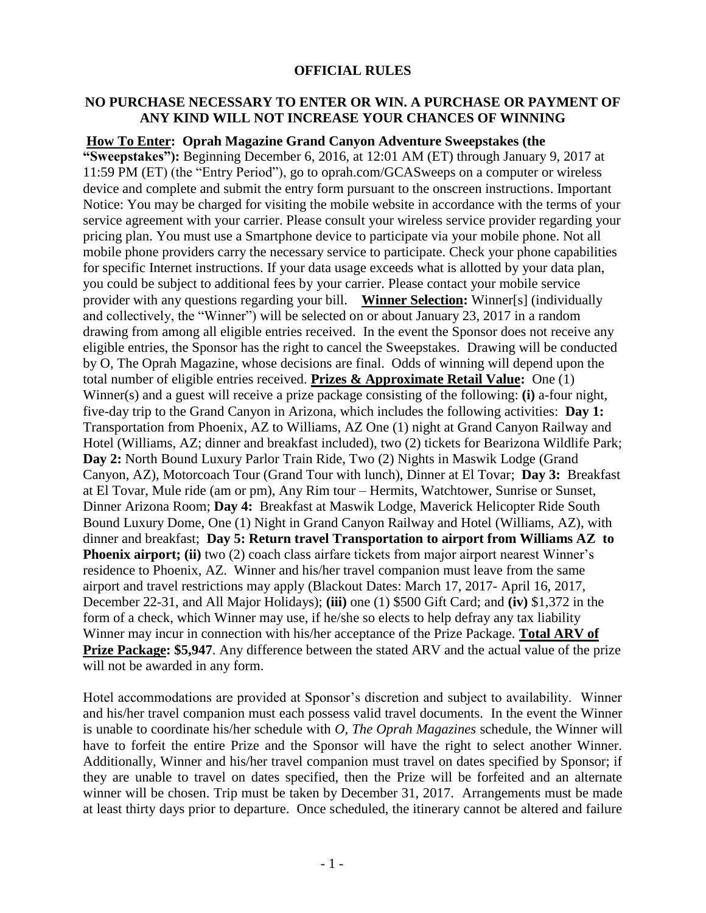# OFFICIAL RULES

## NO PURCHASE NECESSARY TO ENTER OR WIN. A PURCHASE OR PAYMENT OF ANY KIND WILL NOT INCREASE YOUR CHANCES OF WINNING

**How To Enter: Oprah Magazine Grand Canyon Adventure Sweepstakes (the "Sweepstakes"):** Beginning December 6, 2016, at 12:01 AM (ET) through January 9, 2017 at 11:59 PM (ET) (the "Entry Period"), go to oprah.com/GCASweeps on a computer or wireless device and complete and submit the entry form pursuant to the onscreen instructions. Important Notice: You may be charged for visiting the mobile website in accordance with the terms of your service agreement with your carrier. Please consult your wireless service provider regarding your pricing plan. You must use a Smartphone device to participate via your mobile phone. Not all mobile phone providers carry the necessary service to participate. Check your phone capabilities for specific Internet instructions. If your data usage exceeds what is allotted by your data plan, you could be subject to additional fees by your carrier. Please contact your mobile service provider with any questions regarding your bill. **Winner Selection:** Winner[s] (individually and collectively, the "Winner") will be selected on or about January 23, 2017 in a random drawing from among all eligible entries received. In the event the Sponsor does not receive any eligible entries, the Sponsor has the right to cancel the Sweepstakes. Drawing will be conducted by O, The Oprah Magazine, whose decisions are final. Odds of winning will depend upon the total number of eligible entries received. **Prizes & Approximate Retail Value:** One (1) Winner(s) and a guest will receive a prize package consisting of the following: **(i)** a-four night, five-day trip to the Grand Canyon in Arizona, which includes the following activities: **Day 1:** Transportation from Phoenix, AZ to Williams, AZ One (1) night at Grand Canyon Railway and Hotel (Williams, AZ; dinner and breakfast included), two (2) tickets for Bearizona Wildlife Park; **Day 2:** North Bound Luxury Parlor Train Ride, Two (2) Nights in Maswik Lodge (Grand Canyon, AZ), Motorcoach Tour (Grand Tour with lunch), Dinner at El Tovar; **Day 3:** Breakfast at El Tovar, Mule ride (am or pm), Any Rim tour – Hermits, Watchtower, Sunrise or Sunset, Dinner Arizona Room; **Day 4:** Breakfast at Maswik Lodge, Maverick Helicopter Ride South Bound Luxury Dome, One (1) Night in Grand Canyon Railway and Hotel (Williams, AZ), with dinner and breakfast; **Day 5: Return travel Transportation to airport from Williams AZ to Phoenix airport; (ii)** two (2) coach class airfare tickets from major airport nearest Winner's residence to Phoenix, AZ. Winner and his/her travel companion must leave from the same airport and travel restrictions may apply (Blackout Dates: March 17, 2017- April 16, 2017, December 22-31, and All Major Holidays); **(iii)** one (1) $500 Gift Card; and **(iv)** $1,372 in the form of a check, which Winner may use, if he/she so elects to help defray any tax liability Winner may incur in connection with his/her acceptance of the Prize Package. **Total ARV of Prize Package: $5,947**. Any difference between the stated ARV and the actual value of the prize will not be awarded in any form.

Hotel accommodations are provided at Sponsor's discretion and subject to availability. Winner and his/her travel companion must each possess valid travel documents. In the event the Winner is unable to coordinate his/her schedule with *O, The Oprah Magazines* schedule, the Winner will have to forfeit the entire Prize and the Sponsor will have the right to select another Winner. Additionally, Winner and his/her travel companion must travel on dates specified by Sponsor; if they are unable to travel on dates specified, then the Prize will be forfeited and an alternate winner will be chosen. Trip must be taken by December 31, 2017. Arrangements must be made at least thirty days prior to departure. Once scheduled, the itinerary cannot be altered and failure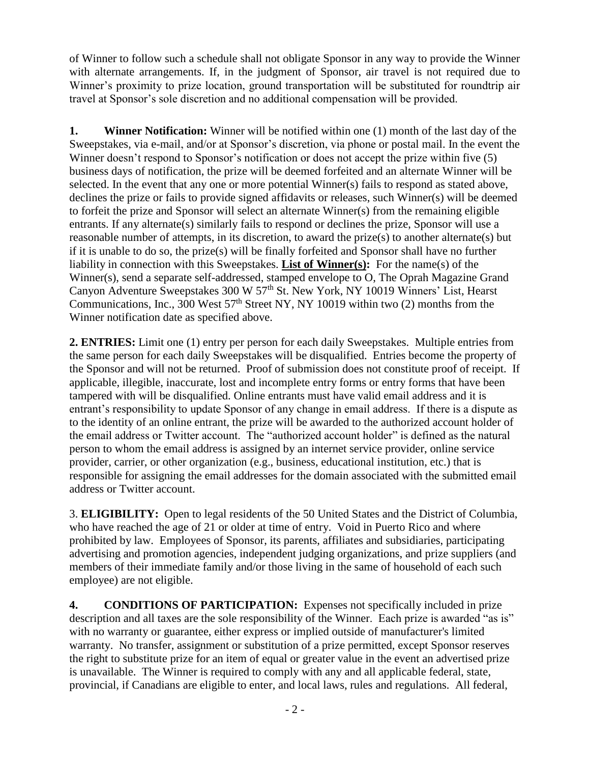of Winner to follow such a schedule shall not obligate Sponsor in any way to provide the Winner with alternate arrangements. If, in the judgment of Sponsor, air travel is not required due to Winner's proximity to prize location, ground transportation will be substituted for roundtrip air travel at Sponsor's sole discretion and no additional compensation will be provided.

**1. Winner Notification:** Winner will be notified within one (1) month of the last day of the Sweepstakes, via e-mail, and/or at Sponsor's discretion, via phone or postal mail. In the event the Winner doesn't respond to Sponsor's notification or does not accept the prize within five (5) business days of notification, the prize will be deemed forfeited and an alternate Winner will be selected. In the event that any one or more potential Winner(s) fails to respond as stated above, declines the prize or fails to provide signed affidavits or releases, such Winner(s) will be deemed to forfeit the prize and Sponsor will select an alternate Winner(s) from the remaining eligible entrants. If any alternate(s) similarly fails to respond or declines the prize, Sponsor will use a reasonable number of attempts, in its discretion, to award the prize(s) to another alternate(s) but if it is unable to do so, the prize(s) will be finally forfeited and Sponsor shall have no further liability in connection with this Sweepstakes. **List of Winner(s):** For the name(s) of the Winner(s), send a separate self-addressed, stamped envelope to O, The Oprah Magazine Grand Canyon Adventure Sweepstakes 300 W 57th St. New York, NY 10019 Winners' List, Hearst Communications, Inc., 300 West 57th Street NY, NY 10019 within two (2) months from the Winner notification date as specified above.

**2. ENTRIES:** Limit one (1) entry per person for each daily Sweepstakes. Multiple entries from the same person for each daily Sweepstakes will be disqualified. Entries become the property of the Sponsor and will not be returned. Proof of submission does not constitute proof of receipt. If applicable, illegible, inaccurate, lost and incomplete entry forms or entry forms that have been tampered with will be disqualified. Online entrants must have valid email address and it is entrant's responsibility to update Sponsor of any change in email address. If there is a dispute as to the identity of an online entrant, the prize will be awarded to the authorized account holder of the email address or Twitter account. The "authorized account holder" is defined as the natural person to whom the email address is assigned by an internet service provider, online service provider, carrier, or other organization (e.g., business, educational institution, etc.) that is responsible for assigning the email addresses for the domain associated with the submitted email address or Twitter account.

3. **ELIGIBILITY:** Open to legal residents of the 50 United States and the District of Columbia, who have reached the age of 21 or older at time of entry. Void in Puerto Rico and where prohibited by law. Employees of Sponsor, its parents, affiliates and subsidiaries, participating advertising and promotion agencies, independent judging organizations, and prize suppliers (and members of their immediate family and/or those living in the same of household of each such employee) are not eligible.

**4. CONDITIONS OF PARTICIPATION:** Expenses not specifically included in prize description and all taxes are the sole responsibility of the Winner. Each prize is awarded "as is" with no warranty or guarantee, either express or implied outside of manufacturer's limited warranty. No transfer, assignment or substitution of a prize permitted, except Sponsor reserves the right to substitute prize for an item of equal or greater value in the event an advertised prize is unavailable. The Winner is required to comply with any and all applicable federal, state, provincial, if Canadians are eligible to enter, and local laws, rules and regulations. All federal,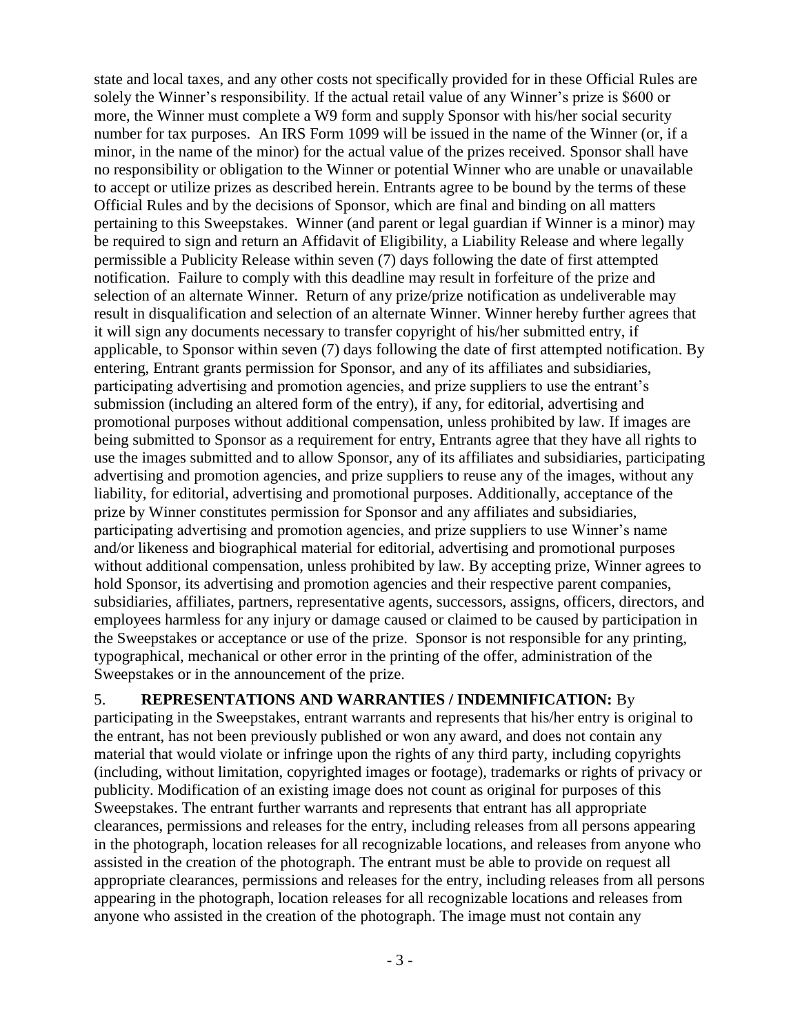state and local taxes, and any other costs not specifically provided for in these Official Rules are solely the Winner's responsibility. If the actual retail value of any Winner's prize is $600 or more, the Winner must complete a W9 form and supply Sponsor with his/her social security number for tax purposes. An IRS Form 1099 will be issued in the name of the Winner (or, if a minor, in the name of the minor) for the actual value of the prizes received. Sponsor shall have no responsibility or obligation to the Winner or potential Winner who are unable or unavailable to accept or utilize prizes as described herein. Entrants agree to be bound by the terms of these Official Rules and by the decisions of Sponsor, which are final and binding on all matters pertaining to this Sweepstakes. Winner (and parent or legal guardian if Winner is a minor) may be required to sign and return an Affidavit of Eligibility, a Liability Release and where legally permissible a Publicity Release within seven (7) days following the date of first attempted notification. Failure to comply with this deadline may result in forfeiture of the prize and selection of an alternate Winner. Return of any prize/prize notification as undeliverable may result in disqualification and selection of an alternate Winner. Winner hereby further agrees that it will sign any documents necessary to transfer copyright of his/her submitted entry, if applicable, to Sponsor within seven (7) days following the date of first attempted notification. By entering, Entrant grants permission for Sponsor, and any of its affiliates and subsidiaries, participating advertising and promotion agencies, and prize suppliers to use the entrant's submission (including an altered form of the entry), if any, for editorial, advertising and promotional purposes without additional compensation, unless prohibited by law. If images are being submitted to Sponsor as a requirement for entry, Entrants agree that they have all rights to use the images submitted and to allow Sponsor, any of its affiliates and subsidiaries, participating advertising and promotion agencies, and prize suppliers to reuse any of the images, without any liability, for editorial, advertising and promotional purposes. Additionally, acceptance of the prize by Winner constitutes permission for Sponsor and any affiliates and subsidiaries, participating advertising and promotion agencies, and prize suppliers to use Winner's name and/or likeness and biographical material for editorial, advertising and promotional purposes without additional compensation, unless prohibited by law. By accepting prize, Winner agrees to hold Sponsor, its advertising and promotion agencies and their respective parent companies, subsidiaries, affiliates, partners, representative agents, successors, assigns, officers, directors, and employees harmless for any injury or damage caused or claimed to be caused by participation in the Sweepstakes or acceptance or use of the prize. Sponsor is not responsible for any printing, typographical, mechanical or other error in the printing of the offer, administration of the Sweepstakes or in the announcement of the prize.

5. **REPRESENTATIONS AND WARRANTIES / INDEMNIFICATION:** By participating in the Sweepstakes, entrant warrants and represents that his/her entry is original to the entrant, has not been previously published or won any award, and does not contain any material that would violate or infringe upon the rights of any third party, including copyrights (including, without limitation, copyrighted images or footage), trademarks or rights of privacy or publicity. Modification of an existing image does not count as original for purposes of this Sweepstakes. The entrant further warrants and represents that entrant has all appropriate clearances, permissions and releases for the entry, including releases from all persons appearing in the photograph, location releases for all recognizable locations, and releases from anyone who assisted in the creation of the photograph. The entrant must be able to provide on request all appropriate clearances, permissions and releases for the entry, including releases from all persons appearing in the photograph, location releases for all recognizable locations and releases from anyone who assisted in the creation of the photograph. The image must not contain any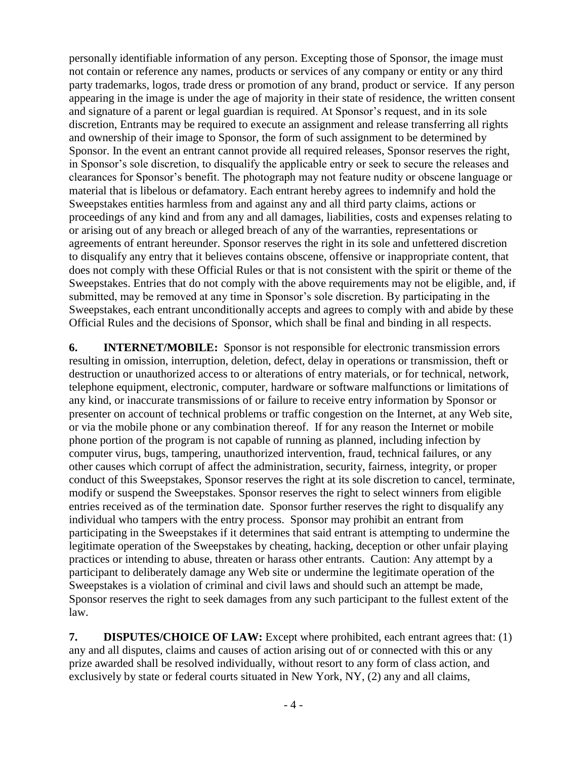personally identifiable information of any person. Excepting those of Sponsor, the image must not contain or reference any names, products or services of any company or entity or any third party trademarks, logos, trade dress or promotion of any brand, product or service. If any person appearing in the image is under the age of majority in their state of residence, the written consent and signature of a parent or legal guardian is required. At Sponsor's request, and in its sole discretion, Entrants may be required to execute an assignment and release transferring all rights and ownership of their image to Sponsor, the form of such assignment to be determined by Sponsor. In the event an entrant cannot provide all required releases, Sponsor reserves the right, in Sponsor's sole discretion, to disqualify the applicable entry or seek to secure the releases and clearances for Sponsor's benefit. The photograph may not feature nudity or obscene language or material that is libelous or defamatory. Each entrant hereby agrees to indemnify and hold the Sweepstakes entities harmless from and against any and all third party claims, actions or proceedings of any kind and from any and all damages, liabilities, costs and expenses relating to or arising out of any breach or alleged breach of any of the warranties, representations or agreements of entrant hereunder. Sponsor reserves the right in its sole and unfettered discretion to disqualify any entry that it believes contains obscene, offensive or inappropriate content, that does not comply with these Official Rules or that is not consistent with the spirit or theme of the Sweepstakes. Entries that do not comply with the above requirements may not be eligible, and, if submitted, may be removed at any time in Sponsor's sole discretion. By participating in the Sweepstakes, each entrant unconditionally accepts and agrees to comply with and abide by these Official Rules and the decisions of Sponsor, which shall be final and binding in all respects.

**6. INTERNET/MOBILE:** Sponsor is not responsible for electronic transmission errors resulting in omission, interruption, deletion, defect, delay in operations or transmission, theft or destruction or unauthorized access to or alterations of entry materials, or for technical, network, telephone equipment, electronic, computer, hardware or software malfunctions or limitations of any kind, or inaccurate transmissions of or failure to receive entry information by Sponsor or presenter on account of technical problems or traffic congestion on the Internet, at any Web site, or via the mobile phone or any combination thereof. If for any reason the Internet or mobile phone portion of the program is not capable of running as planned, including infection by computer virus, bugs, tampering, unauthorized intervention, fraud, technical failures, or any other causes which corrupt of affect the administration, security, fairness, integrity, or proper conduct of this Sweepstakes, Sponsor reserves the right at its sole discretion to cancel, terminate, modify or suspend the Sweepstakes. Sponsor reserves the right to select winners from eligible entries received as of the termination date. Sponsor further reserves the right to disqualify any individual who tampers with the entry process. Sponsor may prohibit an entrant from participating in the Sweepstakes if it determines that said entrant is attempting to undermine the legitimate operation of the Sweepstakes by cheating, hacking, deception or other unfair playing practices or intending to abuse, threaten or harass other entrants. Caution: Any attempt by a participant to deliberately damage any Web site or undermine the legitimate operation of the Sweepstakes is a violation of criminal and civil laws and should such an attempt be made, Sponsor reserves the right to seek damages from any such participant to the fullest extent of the law.

**7. DISPUTES/CHOICE OF LAW:** Except where prohibited, each entrant agrees that: (1) any and all disputes, claims and causes of action arising out of or connected with this or any prize awarded shall be resolved individually, without resort to any form of class action, and exclusively by state or federal courts situated in New York, NY, (2) any and all claims,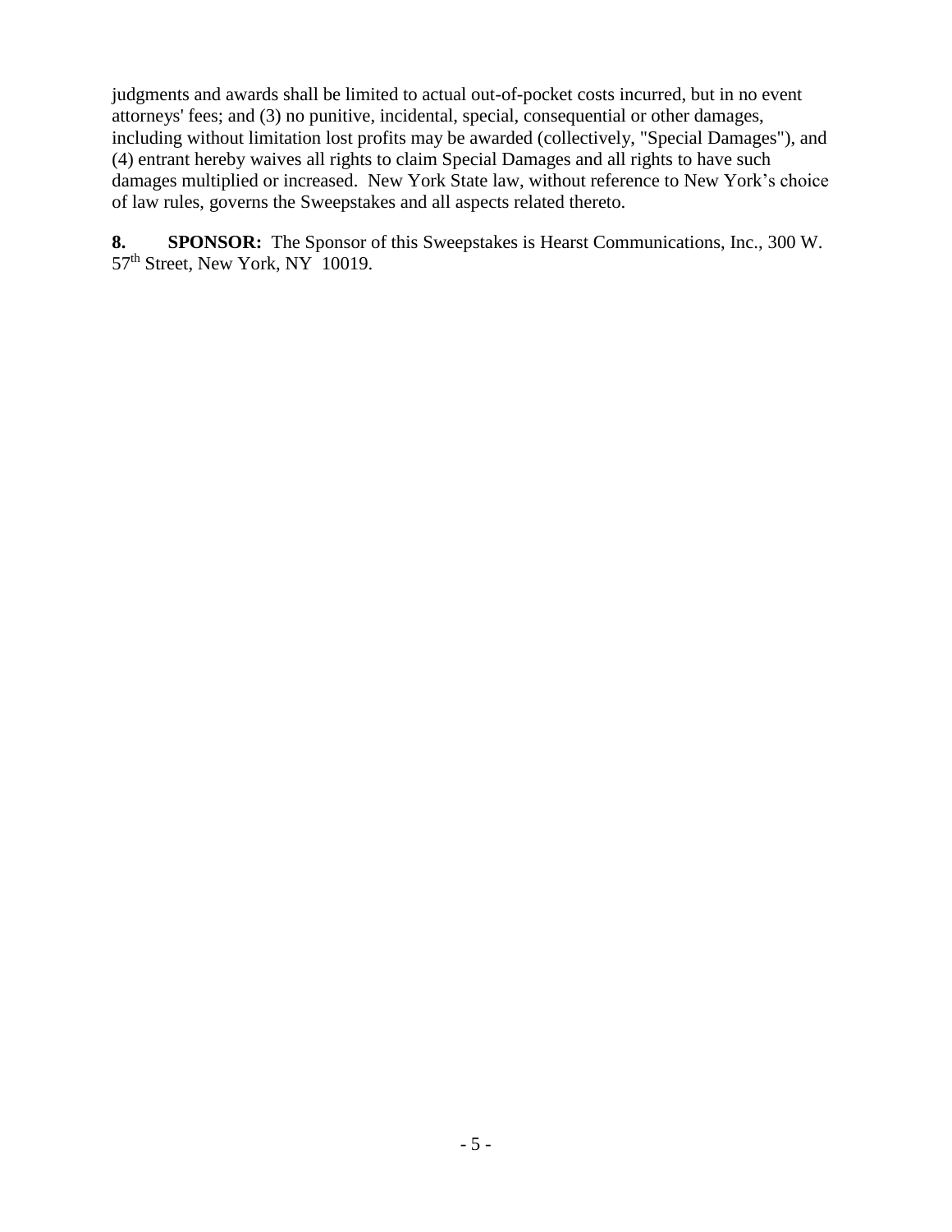judgments and awards shall be limited to actual out-of-pocket costs incurred, but in no event attorneys' fees; and (3) no punitive, incidental, special, consequential or other damages, including without limitation lost profits may be awarded (collectively, "Special Damages"), and (4) entrant hereby waives all rights to claim Special Damages and all rights to have such damages multiplied or increased. New York State law, without reference to New York's choice of law rules, governs the Sweepstakes and all aspects related thereto.

**8. SPONSOR:** The Sponsor of this Sweepstakes is Hearst Communications, Inc., 300 W. 57th Street, New York, NY 10019.